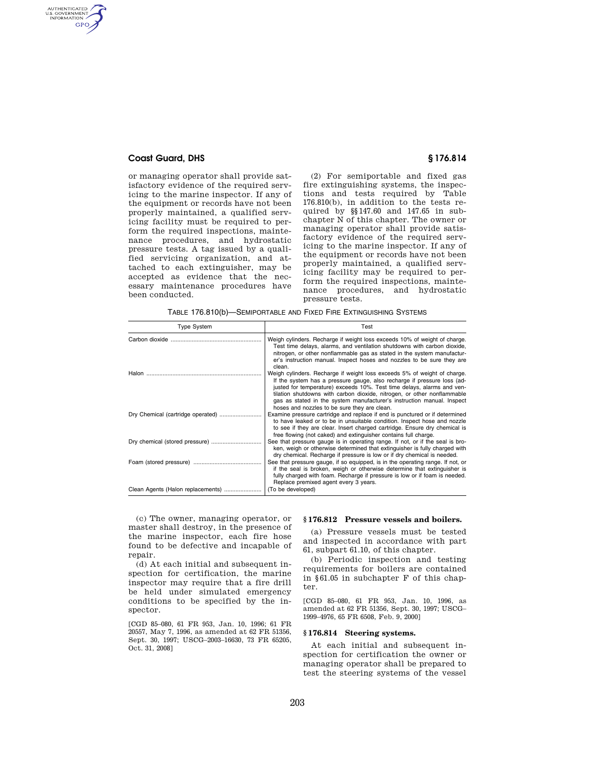or managing operator shall provide satisfactory evidence of the required servicing to the marine inspector. If any of the equipment or records have not been properly maintained, a qualified servicing facility must be required to perform the required inspections, maintenance procedures, and hydrostatic pressure tests. A tag issued by a qualified servicing organization, and attached to each extinguisher, may be accepted as evidence that the necessary maintenance procedures have been conducted.

(2) For semiportable and fixed gas fire extinguishing systems, the inspections and tests required by Table 176.810(b), in addition to the tests required by §§147.60 and 147.65 in subchapter N of this chapter. The owner or managing operator shall provide satisfactory evidence of the required servicing to the marine inspector. If any of the equipment or records have not been properly maintained, a qualified servicing facility may be required to perform the required inspections, maintenance procedures, and hydrostatic pressure tests.

TABLE 176.810(b)—SEMIPORTABLE AND FIXED FIRE EXTINGUISHING SYSTEMS

| Type System | Test |
| --- | --- |
| Carbon dioxide | Weigh cylinders. Recharge if weight loss exceeds 10% of weight of charge. Test time delays, alarms, and ventilation shutdowns with carbon dioxide, nitrogen, or other nonflammable gas as stated in the system manufacturer's instruction manual. Inspect hoses and nozzles to be sure they are clean. |
| Halon | Weigh cylinders. Recharge if weight loss exceeds 5% of weight of charge. If the system has a pressure gauge, also recharge if pressure loss (adjusted for temperature) exceeds 10%. Test time delays, alarms and ventilation shutdowns with carbon dioxide, nitrogen, or other nonflammable gas as stated in the system manufacturer's instruction manual. Inspect hoses and nozzles to be sure they are clean. |
| Dry Chemical (cartridge operated) | Examine pressure cartridge and replace if end is punctured or if determined to have leaked or to be in unsuitable condition. Inspect hose and nozzle to see if they are clear. Insert charged cartridge. Ensure dry chemical is free flowing (not caked) and extinguisher contains full charge. |
| Dry chemical (stored pressure) | See that pressure gauge is in operating range. If not, or if the seal is broken, weigh or otherwise determined that extinguisher is fully charged with dry chemical. Recharge if pressure is low or if dry chemical is needed. |
| Foam (stored pressure) | See that pressure gauge, if so equipped, is in the operating range. If not, or if the seal is broken, weigh or otherwise determine that extinguisher is fully charged with foam. Recharge if pressure is low or if foam is needed. Replace premixed agent every 3 years. |
| Clean Agents (Halon replacements) | (To be developed) |

(c) The owner, managing operator, or master shall destroy, in the presence of the marine inspector, each fire hose found to be defective and incapable of repair.

(d) At each initial and subsequent inspection for certification, the marine inspector may require that a fire drill be held under simulated emergency conditions to be specified by the inspector.

[CGD 85–080, 61 FR 953, Jan. 10, 1996; 61 FR 20557, May 7, 1996, as amended at 62 FR 51356, Sept. 30, 1997; USCG–2003–16630, 73 FR 65205, Oct. 31, 2008]

### §176.812 Pressure vessels and boilers.

(a) Pressure vessels must be tested and inspected in accordance with part 61, subpart 61.10, of this chapter.

(b) Periodic inspection and testing requirements for boilers are contained in §61.05 in subchapter F of this chapter.

[CGD 85–080, 61 FR 953, Jan. 10, 1996, as amended at 62 FR 51356, Sept. 30, 1997; USCG–1999–4976, 65 FR 6508, Feb. 9, 2000]

### §176.814 Steering systems.

At each initial and subsequent inspection for certification the owner or managing operator shall be prepared to test the steering systems of the vessel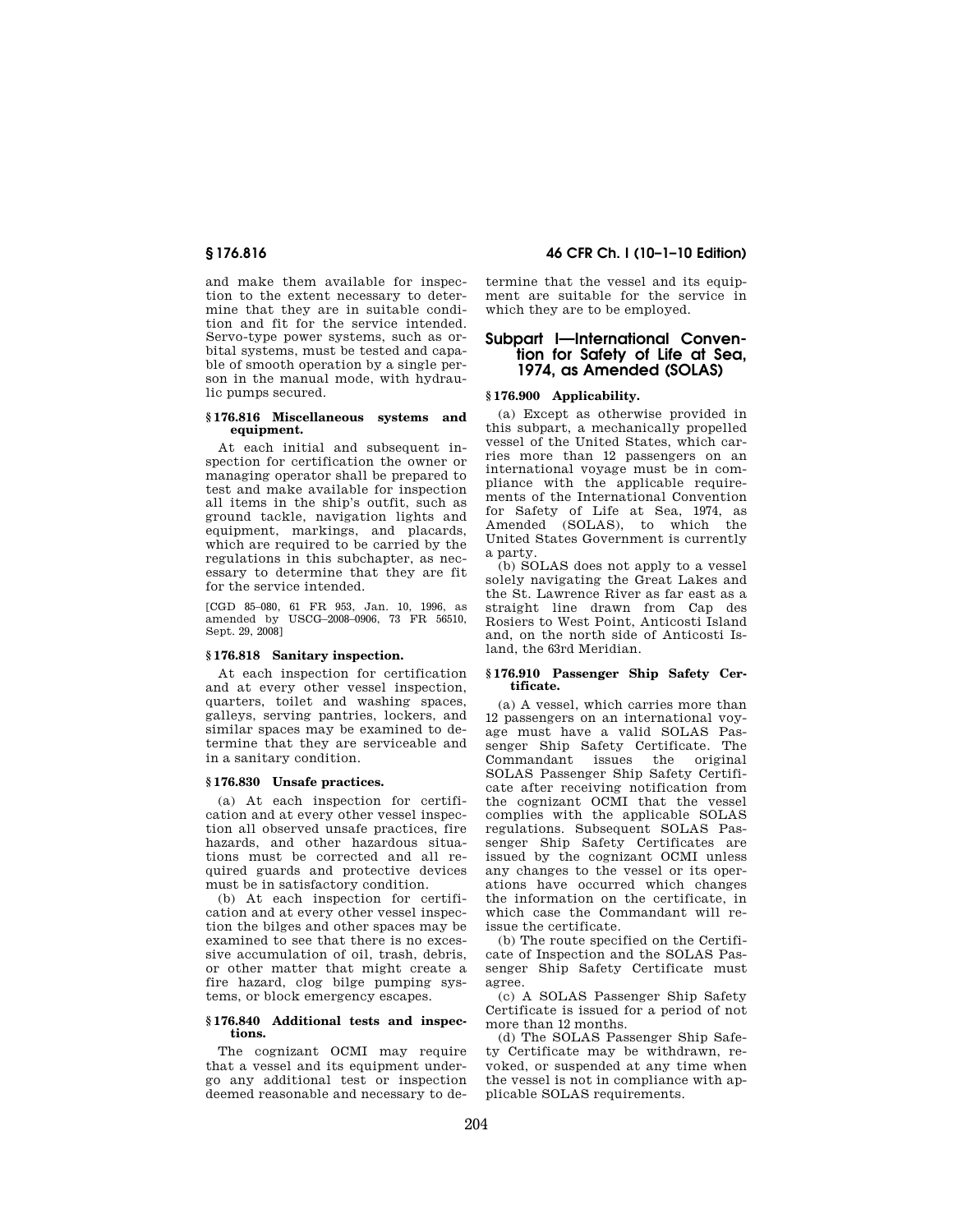and make them available for inspection to the extent necessary to determine that they are in suitable condition and fit for the service intended. Servo-type power systems, such as orbital systems, must be tested and capable of smooth operation by a single person in the manual mode, with hydraulic pumps secured.

### § 176.816 Miscellaneous systems and equipment.

At each initial and subsequent inspection for certification the owner or managing operator shall be prepared to test and make available for inspection all items in the ship's outfit, such as ground tackle, navigation lights and equipment, markings, and placards, which are required to be carried by the regulations in this subchapter, as necessary to determine that they are fit for the service intended.

[CGD 85–080, 61 FR 953, Jan. 10, 1996, as amended by USCG–2008–0906, 73 FR 56510, Sept. 29, 2008]

### § 176.818 Sanitary inspection.

At each inspection for certification and at every other vessel inspection, quarters, toilet and washing spaces, galleys, serving pantries, lockers, and similar spaces may be examined to determine that they are serviceable and in a sanitary condition.

### § 176.830 Unsafe practices.

(a) At each inspection for certification and at every other vessel inspection all observed unsafe practices, fire hazards, and other hazardous situations must be corrected and all required guards and protective devices must be in satisfactory condition.

(b) At each inspection for certification and at every other vessel inspection the bilges and other spaces may be examined to see that there is no excessive accumulation of oil, trash, debris, or other matter that might create a fire hazard, clog bilge pumping systems, or block emergency escapes.

### § 176.840 Additional tests and inspections.

The cognizant OCMI may require that a vessel and its equipment undergo any additional test or inspection deemed reasonable and necessary to determine that the vessel and its equipment are suitable for the service in which they are to be employed.

## Subpart I—International Convention for Safety of Life at Sea, 1974, as Amended (SOLAS)

### § 176.900 Applicability.

(a) Except as otherwise provided in this subpart, a mechanically propelled vessel of the United States, which carries more than 12 passengers on an international voyage must be in compliance with the applicable requirements of the International Convention for Safety of Life at Sea, 1974, as Amended (SOLAS), to which the United States Government is currently a party.

(b) SOLAS does not apply to a vessel solely navigating the Great Lakes and the St. Lawrence River as far east as a straight line drawn from Cap des Rosiers to West Point, Anticosti Island and, on the north side of Anticosti Island, the 63rd Meridian.

### § 176.910 Passenger Ship Safety Certificate.

(a) A vessel, which carries more than 12 passengers on an international voyage must have a valid SOLAS Passenger Ship Safety Certificate. The Commandant issues the original SOLAS Passenger Ship Safety Certificate after receiving notification from the cognizant OCMI that the vessel complies with the applicable SOLAS regulations. Subsequent SOLAS Passenger Ship Safety Certificates are issued by the cognizant OCMI unless any changes to the vessel or its operations have occurred which changes the information on the certificate, in which case the Commandant will reissue the certificate.

(b) The route specified on the Certificate of Inspection and the SOLAS Passenger Ship Safety Certificate must agree.

(c) A SOLAS Passenger Ship Safety Certificate is issued for a period of not more than 12 months.

(d) The SOLAS Passenger Ship Safety Certificate may be withdrawn, revoked, or suspended at any time when the vessel is not in compliance with applicable SOLAS requirements.